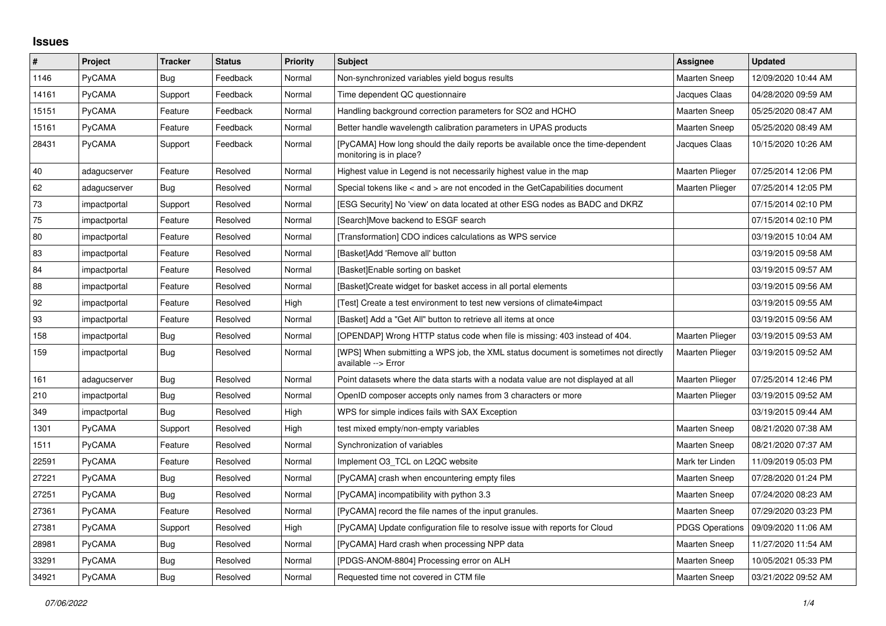## Issues

| # | Project | Tracker | Status | Priority | Subject | Assignee | Updated |
|---|---|---|---|---|---|---|---|
| 1146 | PyCAMA | Bug | Feedback | Normal | Non-synchronized variables yield bogus results | Maarten Sneep | 12/09/2020 10:44 AM |
| 14161 | PyCAMA | Support | Feedback | Normal | Time dependent QC questionnaire | Jacques Claas | 04/28/2020 09:59 AM |
| 15151 | PyCAMA | Feature | Feedback | Normal | Handling background correction parameters for SO2 and HCHO | Maarten Sneep | 05/25/2020 08:47 AM |
| 15161 | PyCAMA | Feature | Feedback | Normal | Better handle wavelength calibration parameters in UPAS products | Maarten Sneep | 05/25/2020 08:49 AM |
| 28431 | PyCAMA | Support | Feedback | Normal | [PyCAMA] How long should the daily reports be available once the time-dependent monitoring is in place? | Jacques Claas | 10/15/2020 10:26 AM |
| 40 | adagucserver | Feature | Resolved | Normal | Highest value in Legend is not necessarily highest value in the map | Maarten Plieger | 07/25/2014 12:06 PM |
| 62 | adagucserver | Bug | Resolved | Normal | Special tokens like < and > are not encoded in the GetCapabilities document | Maarten Plieger | 07/25/2014 12:05 PM |
| 73 | impactportal | Support | Resolved | Normal | [ESG Security] No 'view' on data located at other ESG nodes as BADC and DKRZ | | 07/15/2014 02:10 PM |
| 75 | impactportal | Feature | Resolved | Normal | [Search]Move backend to ESGF search | | 07/15/2014 02:10 PM |
| 80 | impactportal | Feature | Resolved | Normal | [Transformation] CDO indices calculations as WPS service | | 03/19/2015 10:04 AM |
| 83 | impactportal | Feature | Resolved | Normal | [Basket]Add 'Remove all' button | | 03/19/2015 09:58 AM |
| 84 | impactportal | Feature | Resolved | Normal | [Basket]Enable sorting on basket | | 03/19/2015 09:57 AM |
| 88 | impactportal | Feature | Resolved | Normal | [Basket]Create widget for basket access in all portal elements | | 03/19/2015 09:56 AM |
| 92 | impactportal | Feature | Resolved | High | [Test] Create a test environment to test new versions of climate4impact | | 03/19/2015 09:55 AM |
| 93 | impactportal | Feature | Resolved | Normal | [Basket] Add a "Get All" button to retrieve all items at once | | 03/19/2015 09:56 AM |
| 158 | impactportal | Bug | Resolved | Normal | [OPENDAP] Wrong HTTP status code when file is missing: 403 instead of 404. | Maarten Plieger | 03/19/2015 09:53 AM |
| 159 | impactportal | Bug | Resolved | Normal | [WPS] When submitting a WPS job, the XML status document is sometimes not directly available --> Error | Maarten Plieger | 03/19/2015 09:52 AM |
| 161 | adagucserver | Bug | Resolved | Normal | Point datasets where the data starts with a nodata value are not displayed at all | Maarten Plieger | 07/25/2014 12:46 PM |
| 210 | impactportal | Bug | Resolved | Normal | OpenID composer accepts only names from 3 characters or more | Maarten Plieger | 03/19/2015 09:52 AM |
| 349 | impactportal | Bug | Resolved | High | WPS for simple indices fails with SAX Exception | | 03/19/2015 09:44 AM |
| 1301 | PyCAMA | Support | Resolved | High | test mixed empty/non-empty variables | Maarten Sneep | 08/21/2020 07:38 AM |
| 1511 | PyCAMA | Feature | Resolved | Normal | Synchronization of variables | Maarten Sneep | 08/21/2020 07:37 AM |
| 22591 | PyCAMA | Feature | Resolved | Normal | Implement O3_TCL on L2QC website | Mark ter Linden | 11/09/2019 05:03 PM |
| 27221 | PyCAMA | Bug | Resolved | Normal | [PyCAMA] crash when encountering empty files | Maarten Sneep | 07/28/2020 01:24 PM |
| 27251 | PyCAMA | Bug | Resolved | Normal | [PyCAMA] incompatibility with python 3.3 | Maarten Sneep | 07/24/2020 08:23 AM |
| 27361 | PyCAMA | Feature | Resolved | Normal | [PyCAMA] record the file names of the input granules. | Maarten Sneep | 07/29/2020 03:23 PM |
| 27381 | PyCAMA | Support | Resolved | High | [PyCAMA] Update configuration file to resolve issue with reports for Cloud | PDGS Operations | 09/09/2020 11:06 AM |
| 28981 | PyCAMA | Bug | Resolved | Normal | [PyCAMA] Hard crash when processing NPP data | Maarten Sneep | 11/27/2020 11:54 AM |
| 33291 | PyCAMA | Bug | Resolved | Normal | [PDGS-ANOM-8804] Processing error on ALH | Maarten Sneep | 10/05/2021 05:33 PM |
| 34921 | PyCAMA | Bug | Resolved | Normal | Requested time not covered in CTM file | Maarten Sneep | 03/21/2022 09:52 AM |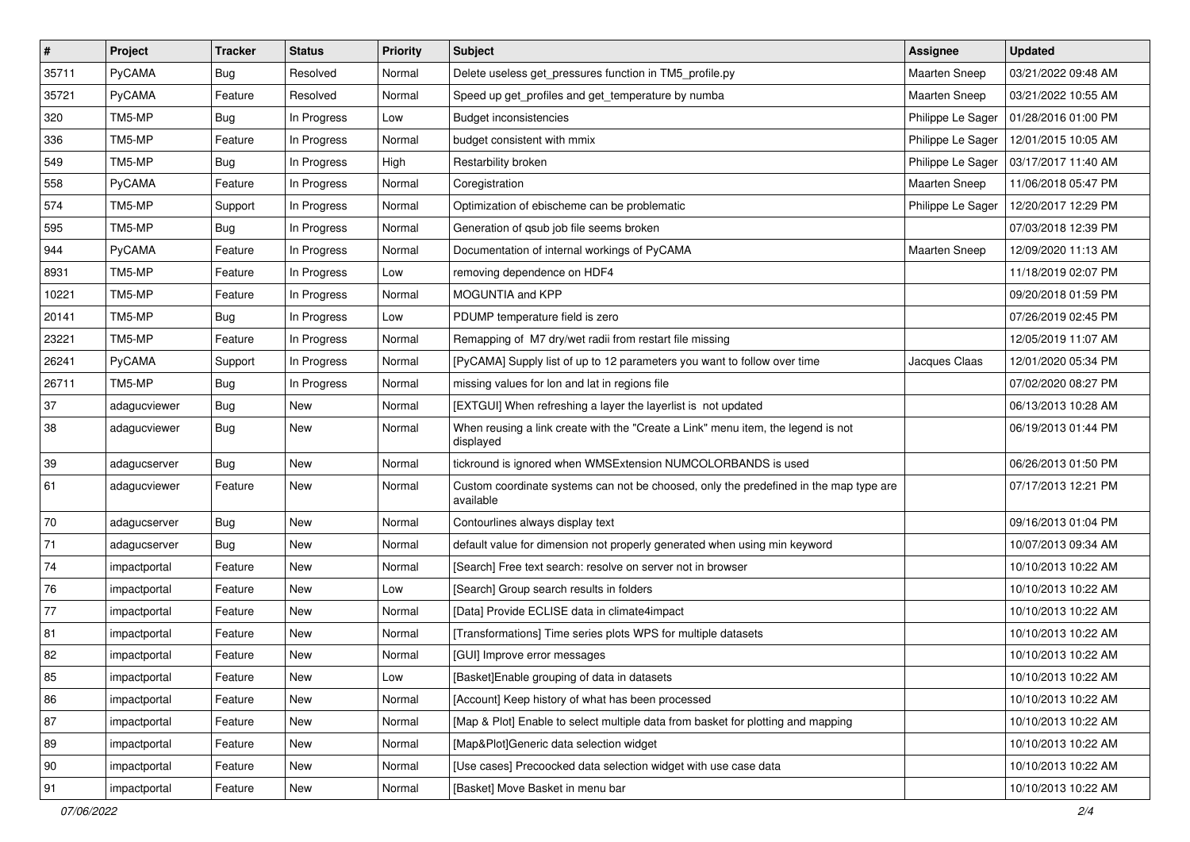| # | Project | Tracker | Status | Priority | Subject | Assignee | Updated |
|---|---|---|---|---|---|---|---|
| 35711 | PyCAMA | Bug | Resolved | Normal | Delete useless get_pressures function in TM5_profile.py | Maarten Sneep | 03/21/2022 09:48 AM |
| 35721 | PyCAMA | Feature | Resolved | Normal | Speed up get_profiles and get_temperature by numba | Maarten Sneep | 03/21/2022 10:55 AM |
| 320 | TM5-MP | Bug | In Progress | Low | Budget inconsistencies | Philippe Le Sager | 01/28/2016 01:00 PM |
| 336 | TM5-MP | Feature | In Progress | Normal | budget consistent with mmix | Philippe Le Sager | 12/01/2015 10:05 AM |
| 549 | TM5-MP | Bug | In Progress | High | Restarbility broken | Philippe Le Sager | 03/17/2017 11:40 AM |
| 558 | PyCAMA | Feature | In Progress | Normal | Coregistration | Maarten Sneep | 11/06/2018 05:47 PM |
| 574 | TM5-MP | Support | In Progress | Normal | Optimization of ebischeme can be problematic | Philippe Le Sager | 12/20/2017 12:29 PM |
| 595 | TM5-MP | Bug | In Progress | Normal | Generation of qsub job file seems broken | | 07/03/2018 12:39 PM |
| 944 | PyCAMA | Feature | In Progress | Normal | Documentation of internal workings of PyCAMA | Maarten Sneep | 12/09/2020 11:13 AM |
| 8931 | TM5-MP | Feature | In Progress | Low | removing dependence on HDF4 | | 11/18/2019 02:07 PM |
| 10221 | TM5-MP | Feature | In Progress | Normal | MOGUNTIA and KPP | | 09/20/2018 01:59 PM |
| 20141 | TM5-MP | Bug | In Progress | Low | PDUMP temperature field is zero | | 07/26/2019 02:45 PM |
| 23221 | TM5-MP | Feature | In Progress | Normal | Remapping of M7 dry/wet radii from restart file missing | | 12/05/2019 11:07 AM |
| 26241 | PyCAMA | Support | In Progress | Normal | [PyCAMA] Supply list of up to 12 parameters you want to follow over time | Jacques Claas | 12/01/2020 05:34 PM |
| 26711 | TM5-MP | Bug | In Progress | Normal | missing values for lon and lat in regions file | | 07/02/2020 08:27 PM |
| 37 | adagucviewer | Bug | New | Normal | [EXTGUI] When refreshing a layer the layerlist is not updated | | 06/13/2013 10:28 AM |
| 38 | adagucviewer | Bug | New | Normal | When reusing a link create with the "Create a Link" menu item, the legend is not displayed | | 06/19/2013 01:44 PM |
| 39 | adagucserver | Bug | New | Normal | tickround is ignored when WMSExtension NUMCOLORBANDS is used | | 06/26/2013 01:50 PM |
| 61 | adagucviewer | Feature | New | Normal | Custom coordinate systems can not be choosed, only the predefined in the map type are available | | 07/17/2013 12:21 PM |
| 70 | adagucserver | Bug | New | Normal | Contourlines always display text | | 09/16/2013 01:04 PM |
| 71 | adagucserver | Bug | New | Normal | default value for dimension not properly generated when using min keyword | | 10/07/2013 09:34 AM |
| 74 | impactportal | Feature | New | Normal | [Search] Free text search: resolve on server not in browser | | 10/10/2013 10:22 AM |
| 76 | impactportal | Feature | New | Low | [Search] Group search results in folders | | 10/10/2013 10:22 AM |
| 77 | impactportal | Feature | New | Normal | [Data] Provide ECLISE data in climate4impact | | 10/10/2013 10:22 AM |
| 81 | impactportal | Feature | New | Normal | [Transformations] Time series plots WPS for multiple datasets | | 10/10/2013 10:22 AM |
| 82 | impactportal | Feature | New | Normal | [GUI] Improve error messages | | 10/10/2013 10:22 AM |
| 85 | impactportal | Feature | New | Low | [Basket]Enable grouping of data in datasets | | 10/10/2013 10:22 AM |
| 86 | impactportal | Feature | New | Normal | [Account] Keep history of what has been processed | | 10/10/2013 10:22 AM |
| 87 | impactportal | Feature | New | Normal | [Map & Plot] Enable to select multiple data from basket for plotting and mapping | | 10/10/2013 10:22 AM |
| 89 | impactportal | Feature | New | Normal | [Map&Plot]Generic data selection widget | | 10/10/2013 10:22 AM |
| 90 | impactportal | Feature | New | Normal | [Use cases] Precoocked data selection widget with use case data | | 10/10/2013 10:22 AM |
| 91 | impactportal | Feature | New | Normal | [Basket] Move Basket in menu bar | | 10/10/2013 10:22 AM |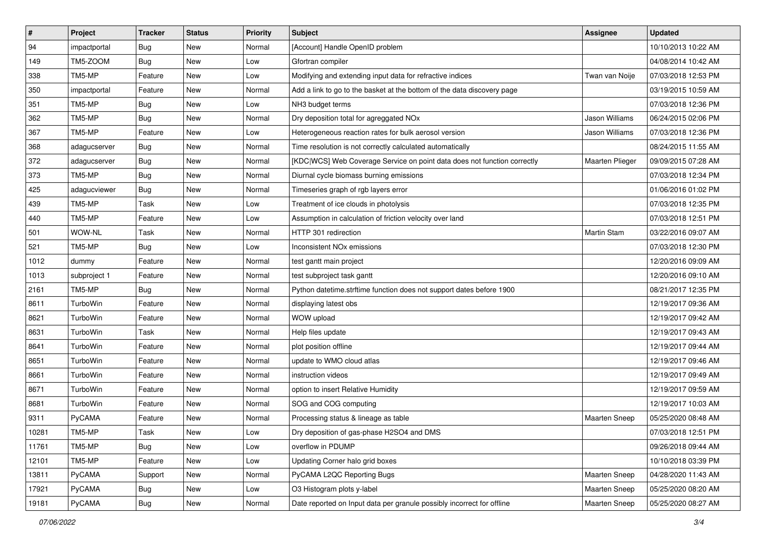| # | Project | Tracker | Status | Priority | Subject | Assignee | Updated |
|---|---|---|---|---|---|---|---|
| 94 | impactportal | Bug | New | Normal | [Account] Handle OpenID problem | | 10/10/2013 10:22 AM |
| 149 | TM5-ZOOM | Bug | New | Low | Gfortran compiler | | 04/08/2014 10:42 AM |
| 338 | TM5-MP | Feature | New | Low | Modifying and extending input data for refractive indices | Twan van Noije | 07/03/2018 12:53 PM |
| 350 | impactportal | Feature | New | Normal | Add a link to go to the basket at the bottom of the data discovery page | | 03/19/2015 10:59 AM |
| 351 | TM5-MP | Bug | New | Low | NH3 budget terms | | 07/03/2018 12:36 PM |
| 362 | TM5-MP | Bug | New | Normal | Dry deposition total for agreggated NOx | Jason Williams | 06/24/2015 02:06 PM |
| 367 | TM5-MP | Feature | New | Low | Heterogeneous reaction rates for bulk aerosol version | Jason Williams | 07/03/2018 12:36 PM |
| 368 | adagucserver | Bug | New | Normal | Time resolution is not correctly calculated automatically | | 08/24/2015 11:55 AM |
| 372 | adagucserver | Bug | New | Normal | [KDC\|WCS] Web Coverage Service on point data does not function correctly | Maarten Plieger | 09/09/2015 07:28 AM |
| 373 | TM5-MP | Bug | New | Normal | Diurnal cycle biomass burning emissions | | 07/03/2018 12:34 PM |
| 425 | adagucviewer | Bug | New | Normal | Timeseries graph of rgb layers error | | 01/06/2016 01:02 PM |
| 439 | TM5-MP | Task | New | Low | Treatment of ice clouds in photolysis | | 07/03/2018 12:35 PM |
| 440 | TM5-MP | Feature | New | Low | Assumption in calculation of friction velocity over land | | 07/03/2018 12:51 PM |
| 501 | WOW-NL | Task | New | Normal | HTTP 301 redirection | Martin Stam | 03/22/2016 09:07 AM |
| 521 | TM5-MP | Bug | New | Low | Inconsistent NOx emissions | | 07/03/2018 12:30 PM |
| 1012 | dummy | Feature | New | Normal | test gantt main project | | 12/20/2016 09:09 AM |
| 1013 | subproject 1 | Feature | New | Normal | test subproject task gantt | | 12/20/2016 09:10 AM |
| 2161 | TM5-MP | Bug | New | Normal | Python datetime.strftime function does not support dates before 1900 | | 08/21/2017 12:35 PM |
| 8611 | TurboWin | Feature | New | Normal | displaying latest obs | | 12/19/2017 09:36 AM |
| 8621 | TurboWin | Feature | New | Normal | WOW upload | | 12/19/2017 09:42 AM |
| 8631 | TurboWin | Task | New | Normal | Help files update | | 12/19/2017 09:43 AM |
| 8641 | TurboWin | Feature | New | Normal | plot position offline | | 12/19/2017 09:44 AM |
| 8651 | TurboWin | Feature | New | Normal | update to WMO cloud atlas | | 12/19/2017 09:46 AM |
| 8661 | TurboWin | Feature | New | Normal | instruction videos | | 12/19/2017 09:49 AM |
| 8671 | TurboWin | Feature | New | Normal | option to insert Relative Humidity | | 12/19/2017 09:59 AM |
| 8681 | TurboWin | Feature | New | Normal | SOG and COG computing | | 12/19/2017 10:03 AM |
| 9311 | PyCAMA | Feature | New | Normal | Processing status & lineage as table | Maarten Sneep | 05/25/2020 08:48 AM |
| 10281 | TM5-MP | Task | New | Low | Dry deposition of gas-phase H2SO4 and DMS | | 07/03/2018 12:51 PM |
| 11761 | TM5-MP | Bug | New | Low | overflow in PDUMP | | 09/26/2018 09:44 AM |
| 12101 | TM5-MP | Feature | New | Low | Updating Corner halo grid boxes | | 10/10/2018 03:39 PM |
| 13811 | PyCAMA | Support | New | Normal | PyCAMA L2QC Reporting Bugs | Maarten Sneep | 04/28/2020 11:43 AM |
| 17921 | PyCAMA | Bug | New | Low | O3 Histogram plots y-label | Maarten Sneep | 05/25/2020 08:20 AM |
| 19181 | PyCAMA | Bug | New | Normal | Date reported on Input data per granule possibly incorrect for offline | Maarten Sneep | 05/25/2020 08:27 AM |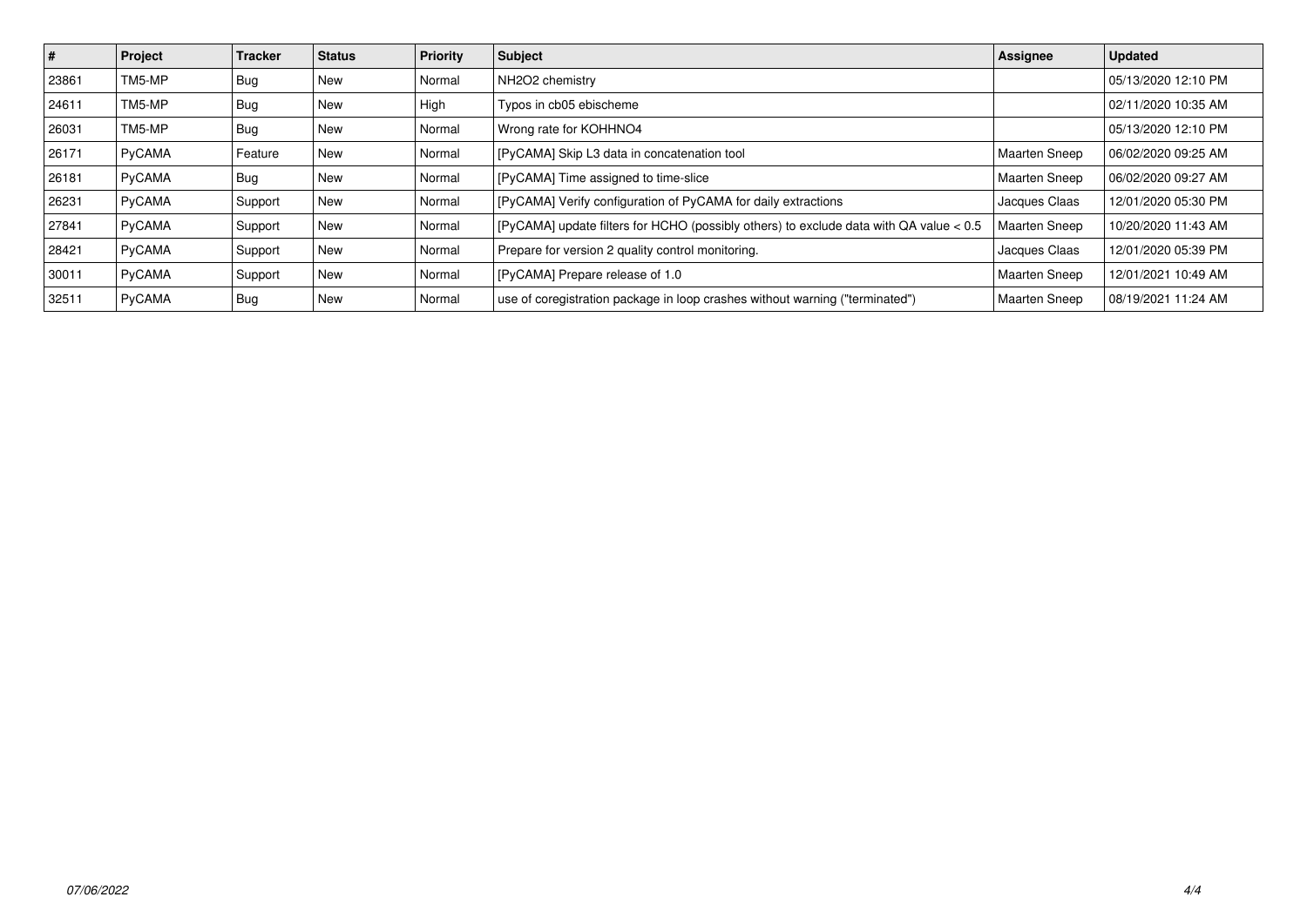| # | Project | Tracker | Status | Priority | Subject | Assignee | Updated |
|---|---|---|---|---|---|---|---|
| 23861 | TM5-MP | Bug | New | Normal | NH2O2 chemistry | | 05/13/2020 12:10 PM |
| 24611 | TM5-MP | Bug | New | High | Typos in cb05 ebischeme | | 02/11/2020 10:35 AM |
| 26031 | TM5-MP | Bug | New | Normal | Wrong rate for KOHHNO4 | | 05/13/2020 12:10 PM |
| 26171 | PyCAMA | Feature | New | Normal | [PyCAMA] Skip L3 data in concatenation tool | Maarten Sneep | 06/02/2020 09:25 AM |
| 26181 | PyCAMA | Bug | New | Normal | [PyCAMA] Time assigned to time-slice | Maarten Sneep | 06/02/2020 09:27 AM |
| 26231 | PyCAMA | Support | New | Normal | [PyCAMA] Verify configuration of PyCAMA for daily extractions | Jacques Claas | 12/01/2020 05:30 PM |
| 27841 | PyCAMA | Support | New | Normal | [PyCAMA] update filters for HCHO (possibly others) to exclude data with QA value < 0.5 | Maarten Sneep | 10/20/2020 11:43 AM |
| 28421 | PyCAMA | Support | New | Normal | Prepare for version 2 quality control monitoring. | Jacques Claas | 12/01/2020 05:39 PM |
| 30011 | PyCAMA | Support | New | Normal | [PyCAMA] Prepare release of 1.0 | Maarten Sneep | 12/01/2021 10:49 AM |
| 32511 | PyCAMA | Bug | New | Normal | use of coregistration package in loop crashes without warning ("terminated") | Maarten Sneep | 08/19/2021 11:24 AM |